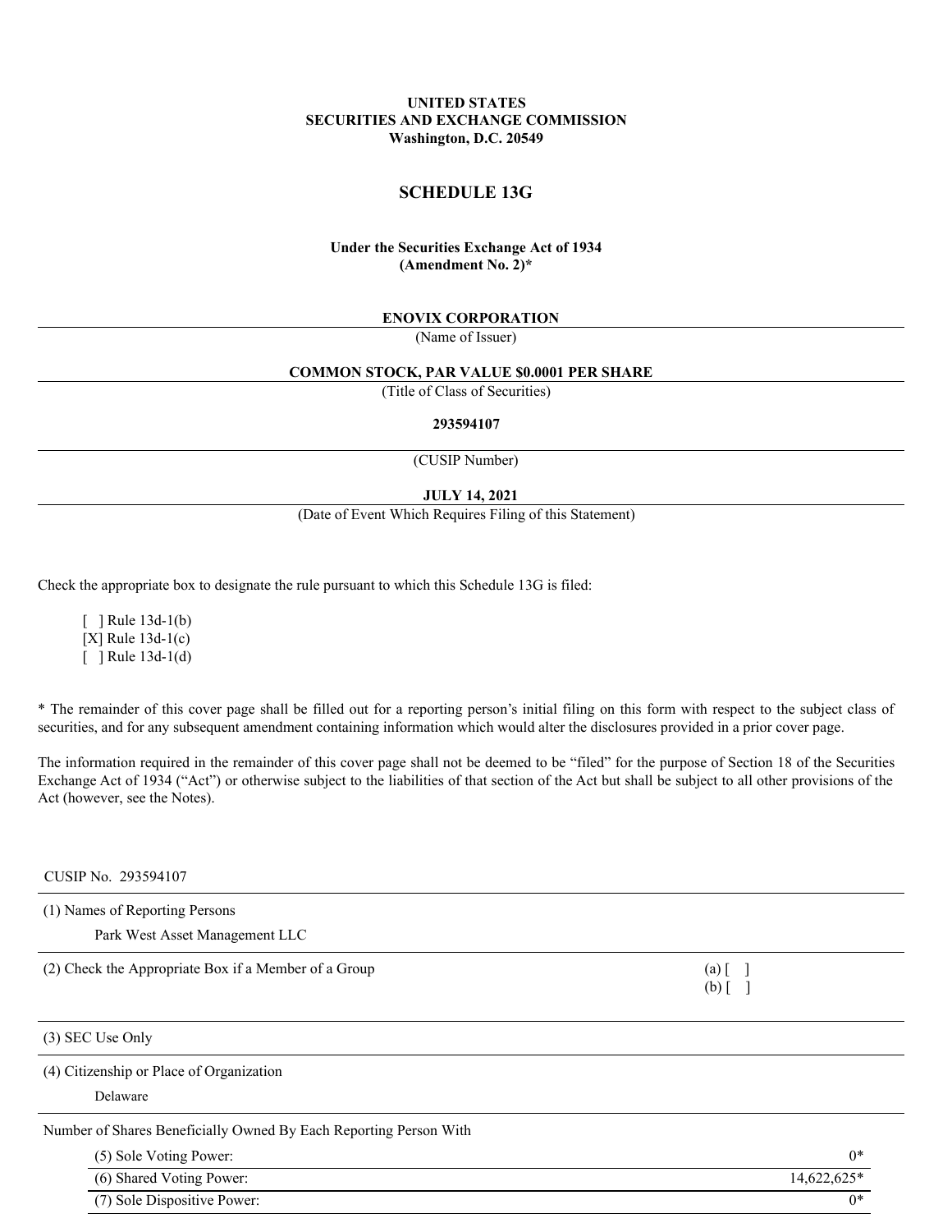**UNITED STATES**
**SECURITIES AND EXCHANGE COMMISSION**
**Washington, D.C. 20549**

# SCHEDULE 13G

**Under the Securities Exchange Act of 1934**
**(Amendment No. 2)***

**ENOVIX CORPORATION**

(Name of Issuer)

**COMMON STOCK, PAR VALUE $0.0001 PER SHARE**

(Title of Class of Securities)

**293594107**

(CUSIP Number)

**JULY 14, 2021**

(Date of Event Which Requires Filing of this Statement)

Check the appropriate box to designate the rule pursuant to which this Schedule 13G is filed:

[ ] Rule 13d-1(b)
[X] Rule 13d-1(c)
[ ] Rule 13d-1(d)

* The remainder of this cover page shall be filled out for a reporting person's initial filing on this form with respect to the subject class of securities, and for any subsequent amendment containing information which would alter the disclosures provided in a prior cover page.

The information required in the remainder of this cover page shall not be deemed to be "filed" for the purpose of Section 18 of the Securities Exchange Act of 1934 ("Act") or otherwise subject to the liabilities of that section of the Act but shall be subject to all other provisions of the Act (however, see the Notes).

CUSIP No. 293594107

| | |
|---|---|
| (1) Names of Reporting Persons<br>Park West Asset Management LLC | |
| (2) Check the Appropriate Box if a Member of a Group | (a) [ ]<br>(b) [ ] |
| (3) SEC Use Only | |
| (4) Citizenship or Place of Organization<br>Delaware | |
| Number of Shares Beneficially Owned By Each Reporting Person With | |
| (5) Sole Voting Power: | 0* |
| (6) Shared Voting Power: | 14,622,625* |
| (7) Sole Dispositive Power: | 0* |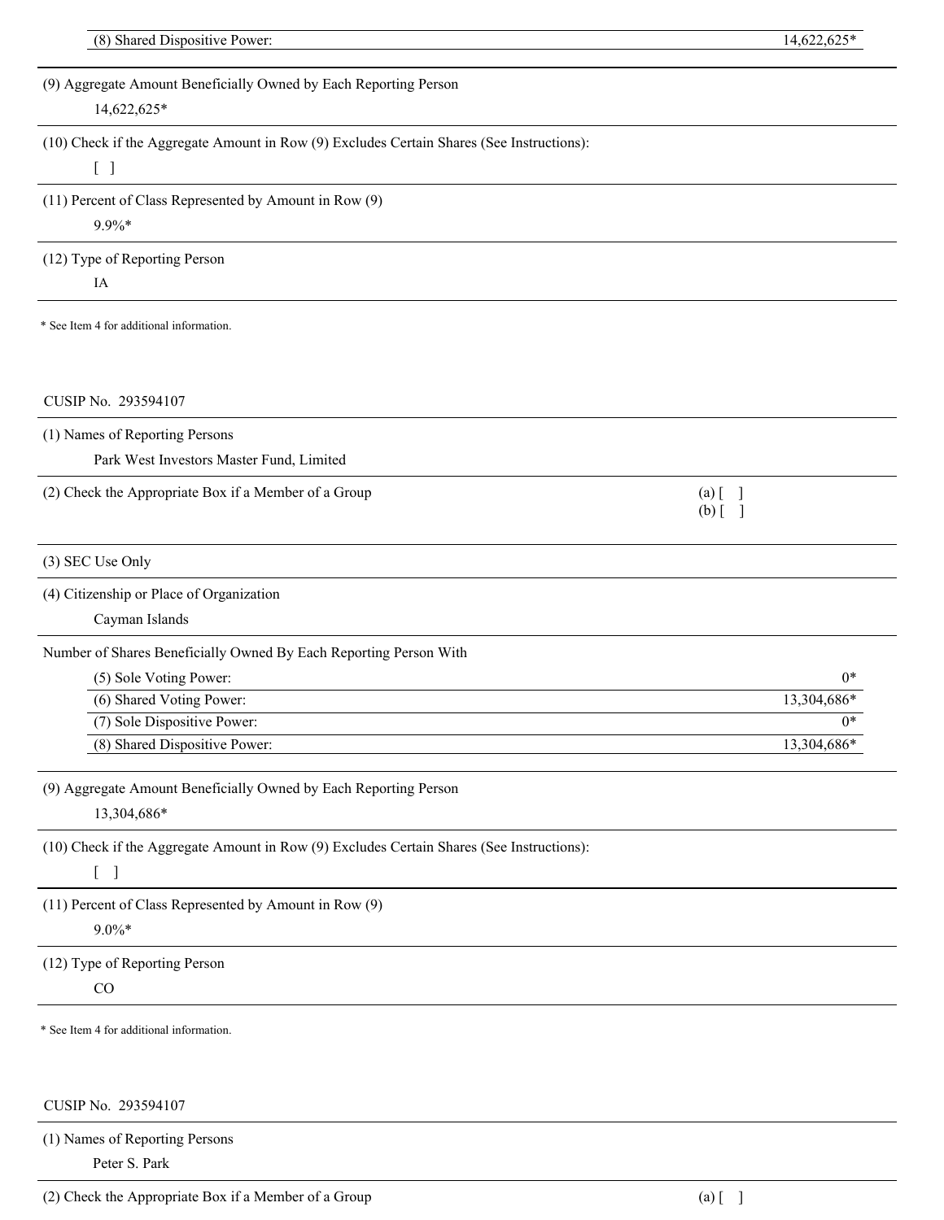| (8) Shared Dispositive Power: | 14,622,625* |
|---|---|

(9) Aggregate Amount Beneficially Owned by Each Reporting Person

14,622,625*

(10) Check if the Aggregate Amount in Row (9) Excludes Certain Shares (See Instructions):

[ ]

(11) Percent of Class Represented by Amount in Row (9)

9.9%*

(12) Type of Reporting Person

IA

* See Item 4 for additional information.

CUSIP No. 293594107

(1) Names of Reporting Persons

Park West Investors Master Fund, Limited

(2) Check the Appropriate Box if a Member of a Group

(a) [ ]
(b) [ ]

(3) SEC Use Only

(4) Citizenship or Place of Organization

Cayman Islands

Number of Shares Beneficially Owned By Each Reporting Person With

| | |
|---|---|
| (5) Sole Voting Power: | 0* |
| (6) Shared Voting Power: | 13,304,686* |
| (7) Sole Dispositive Power: | 0* |
| (8) Shared Dispositive Power: | 13,304,686* |

(9) Aggregate Amount Beneficially Owned by Each Reporting Person

13,304,686*

(10) Check if the Aggregate Amount in Row (9) Excludes Certain Shares (See Instructions):

[ ]

(11) Percent of Class Represented by Amount in Row (9)

9.0%*

(12) Type of Reporting Person

CO

* See Item 4 for additional information.

CUSIP No. 293594107

(1) Names of Reporting Persons

Peter S. Park

(2) Check the Appropriate Box if a Member of a Group

(a) [ ]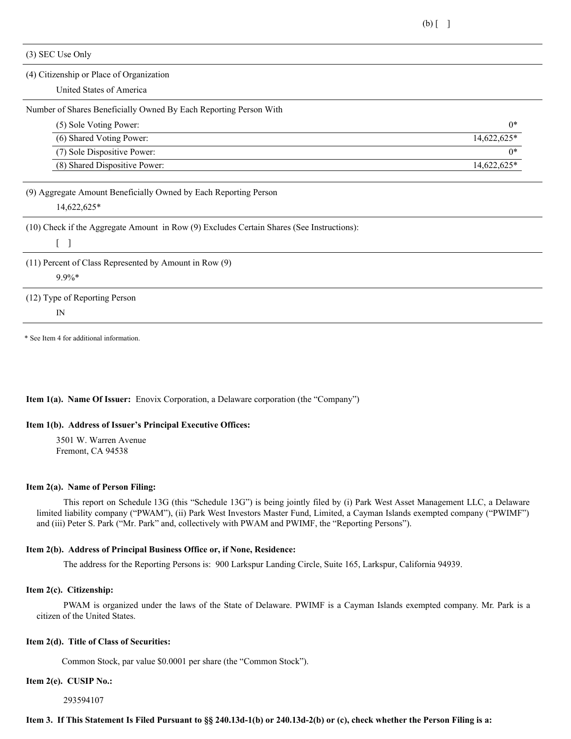(b) [ ]

| | |
|---|---|
| (3) SEC Use Only | |
| (4) Citizenship or Place of Organization<br>United States of America | |
| Number of Shares Beneficially Owned By Each Reporting Person With | |
| (5) Sole Voting Power: | 0* |
| (6) Shared Voting Power: | 14,622,625* |
| (7) Sole Dispositive Power: | 0* |
| (8) Shared Dispositive Power: | 14,622,625* |
| (9) Aggregate Amount Beneficially Owned by Each Reporting Person<br>14,622,625* | |
| (10) Check if the Aggregate Amount in Row (9) Excludes Certain Shares (See Instructions):<br>[ ] | |
| (11) Percent of Class Represented by Amount in Row (9)<br>9.9%* | |
| (12) Type of Reporting Person<br>IN | |

* See Item 4 for additional information.

**Item 1(a). Name Of Issuer:** Enovix Corporation, a Delaware corporation (the "Company")

**Item 1(b). Address of Issuer's Principal Executive Offices:**

3501 W. Warren Avenue
Fremont, CA 94538

**Item 2(a). Name of Person Filing:**

This report on Schedule 13G (this "Schedule 13G") is being jointly filed by (i) Park West Asset Management LLC, a Delaware limited liability company ("PWAM"), (ii) Park West Investors Master Fund, Limited, a Cayman Islands exempted company ("PWIMF") and (iii) Peter S. Park ("Mr. Park" and, collectively with PWAM and PWIMF, the "Reporting Persons").

**Item 2(b). Address of Principal Business Office or, if None, Residence:**

The address for the Reporting Persons is: 900 Larkspur Landing Circle, Suite 165, Larkspur, California 94939.

**Item 2(c). Citizenship:**

PWAM is organized under the laws of the State of Delaware. PWIMF is a Cayman Islands exempted company. Mr. Park is a citizen of the United States.

**Item 2(d). Title of Class of Securities:**

Common Stock, par value $0.0001 per share (the "Common Stock").

**Item 2(e). CUSIP No.:**

293594107

**Item 3. If This Statement Is Filed Pursuant to §§ 240.13d-1(b) or 240.13d-2(b) or (c), check whether the Person Filing is a:**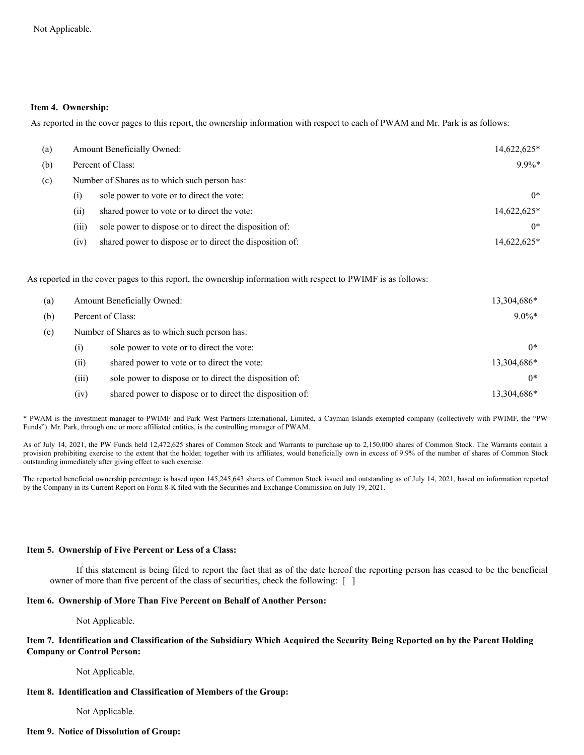Not Applicable.

**Item 4. Ownership:**

As reported in the cover pages to this report, the ownership information with respect to each of PWAM and Mr. Park is as follows:

| | | | |
|---|---|---|---|
| (a) | Amount Beneficially Owned: | | 14,622,625* |
| (b) | Percent of Class: | | 9.9%* |
| (c) | Number of Shares as to which such person has: | | |
| | (i) | sole power to vote or to direct the vote: | 0* |
| | (ii) | shared power to vote or to direct the vote: | 14,622,625* |
| | (iii) | sole power to dispose or to direct the disposition of: | 0* |
| | (iv) | shared power to dispose or to direct the disposition of: | 14,622,625* |

As reported in the cover pages to this report, the ownership information with respect to PWIMF is as follows:

| | | | |
|---|---|---|---|
| (a) | Amount Beneficially Owned: | | 13,304,686* |
| (b) | Percent of Class: | | 9.0%* |
| (c) | Number of Shares as to which such person has: | | |
| | (i) | sole power to vote or to direct the vote: | 0* |
| | (ii) | shared power to vote or to direct the vote: | 13,304,686* |
| | (iii) | sole power to dispose or to direct the disposition of: | 0* |
| | (iv) | shared power to dispose or to direct the disposition of: | 13,304,686* |

* PWAM is the investment manager to PWIMF and Park West Partners International, Limited, a Cayman Islands exempted company (collectively with PWIMF, the "PW Funds"). Mr. Park, through one or more affiliated entities, is the controlling manager of PWAM.

As of July 14, 2021, the PW Funds held 12,472,625 shares of Common Stock and Warrants to purchase up to 2,150,000 shares of Common Stock. The Warrants contain a provision prohibiting exercise to the extent that the holder, together with its affiliates, would beneficially own in excess of 9.9% of the number of shares of Common Stock outstanding immediately after giving effect to such exercise.

The reported beneficial ownership percentage is based upon 145,245,643 shares of Common Stock issued and outstanding as of July 14, 2021, based on information reported by the Company in its Current Report on Form 8-K filed with the Securities and Exchange Commission on July 19, 2021.

**Item 5. Ownership of Five Percent or Less of a Class:**

If this statement is being filed to report the fact that as of the date hereof the reporting person has ceased to be the beneficial owner of more than five percent of the class of securities, check the following: [ ]

**Item 6. Ownership of More Than Five Percent on Behalf of Another Person:**

Not Applicable.

**Item 7. Identification and Classification of the Subsidiary Which Acquired the Security Being Reported on by the Parent Holding Company or Control Person:**

Not Applicable.

**Item 8. Identification and Classification of Members of the Group:**

Not Applicable.

**Item 9. Notice of Dissolution of Group:**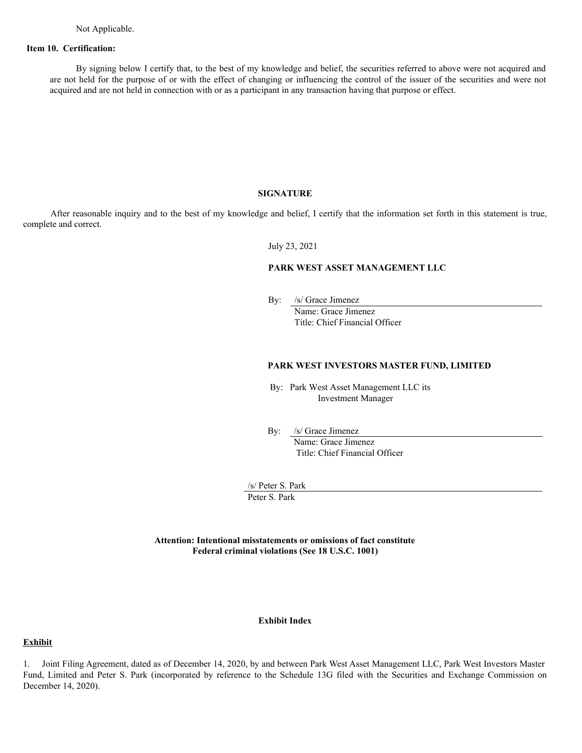Not Applicable.

**Item 10. Certification:**

By signing below I certify that, to the best of my knowledge and belief, the securities referred to above were not acquired and are not held for the purpose of or with the effect of changing or influencing the control of the issuer of the securities and were not acquired and are not held in connection with or as a participant in any transaction having that purpose or effect.

**SIGNATURE**

After reasonable inquiry and to the best of my knowledge and belief, I certify that the information set forth in this statement is true, complete and correct.

July 23, 2021

**PARK WEST ASSET MANAGEMENT LLC**

By: /s/ Grace Jimenez
Name: Grace Jimenez
Title: Chief Financial Officer

**PARK WEST INVESTORS MASTER FUND, LIMITED**

By: Park West Asset Management LLC its Investment Manager

By: /s/ Grace Jimenez
Name: Grace Jimenez
Title: Chief Financial Officer

/s/ Peter S. Park
Peter S. Park

**Attention: Intentional misstatements or omissions of fact constitute Federal criminal violations (See 18 U.S.C. 1001)**

**Exhibit Index**

**Exhibit**

1. Joint Filing Agreement, dated as of December 14, 2020, by and between Park West Asset Management LLC, Park West Investors Master Fund, Limited and Peter S. Park (incorporated by reference to the Schedule 13G filed with the Securities and Exchange Commission on December 14, 2020).